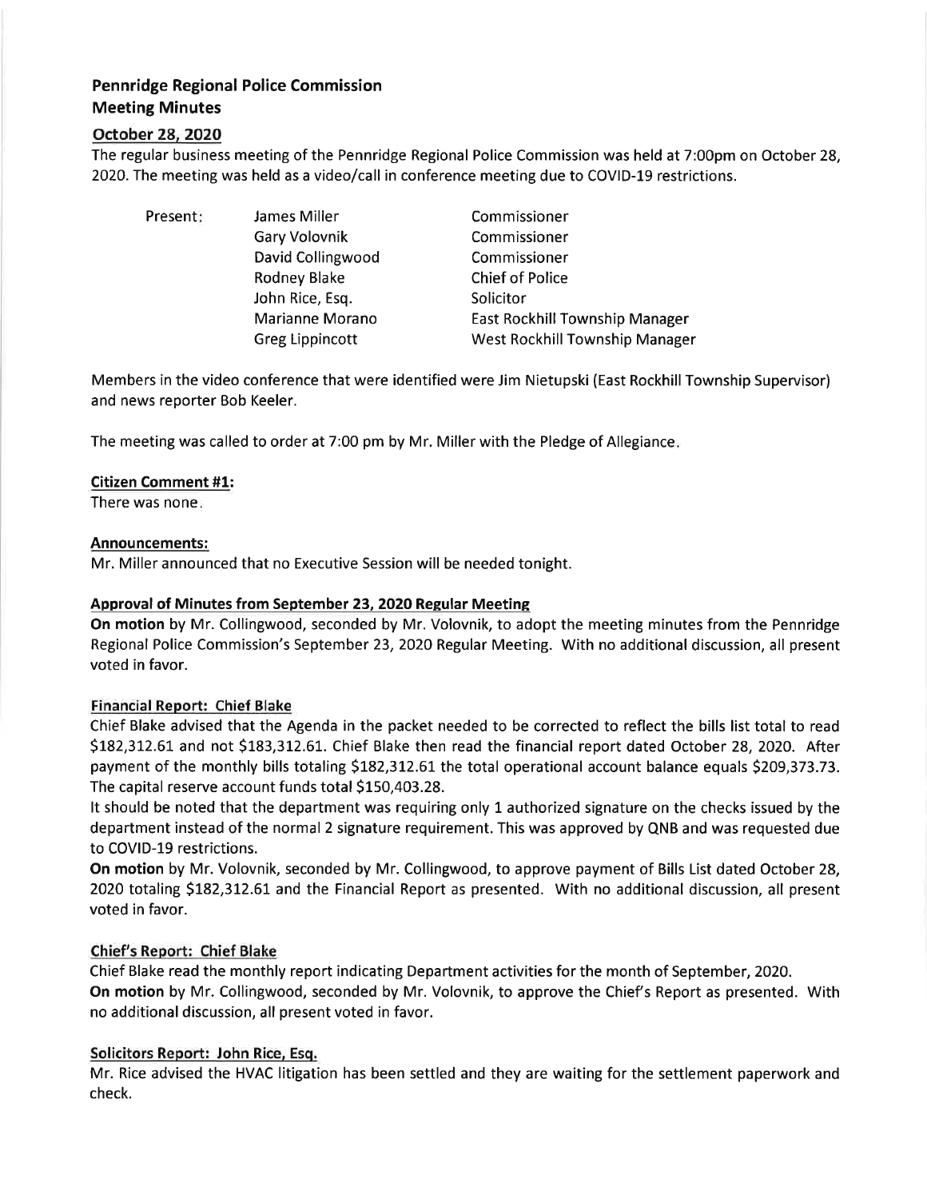# Pennridge Regional Police Commission
# Meeting Minutes

## October 28, 2020

The regular business meeting of the Pennridge Regional Police Commission was held at 7:00pm on October 28, 2020. The meeting was held as a video/call in conference meeting due to COVID-19 restrictions.

| Present: | | |
|---|---|---|
| | James Miller | Commissioner |
| | Gary Volovnik | Commissioner |
| | David Collingwood | Commissioner |
| | Rodney Blake | Chief of Police |
| | John Rice, Esq. | Solicitor |
| | Marianne Morano | East Rockhill Township Manager |
| | Greg Lippincott | West Rockhill Township Manager |

Members in the video conference that were identified were Jim Nietupski (East Rockhill Township Supervisor) and news reporter Bob Keeler.

The meeting was called to order at 7:00 pm by Mr. Miller with the Pledge of Allegiance.

**Citizen Comment #1:**

There was none.

**Announcements:**

Mr. Miller announced that no Executive Session will be needed tonight.

**Approval of Minutes from September 23, 2020 Regular Meeting**

**On motion** by Mr. Collingwood, seconded by Mr. Volovnik, to adopt the meeting minutes from the Pennridge Regional Police Commission's September 23, 2020 Regular Meeting. With no additional discussion, all present voted in favor.

**Financial Report: Chief Blake**

Chief Blake advised that the Agenda in the packet needed to be corrected to reflect the bills list total to read $182,312.61 and not $183,312.61. Chief Blake then read the financial report dated October 28, 2020. After payment of the monthly bills totaling $182,312.61 the total operational account balance equals $209,373.73. The capital reserve account funds total $150,403.28.

It should be noted that the department was requiring only 1 authorized signature on the checks issued by the department instead of the normal 2 signature requirement. This was approved by QNB and was requested due to COVID-19 restrictions.

**On motion** by Mr. Volovnik, seconded by Mr. Collingwood, to approve payment of Bills List dated October 28, 2020 totaling $182,312.61 and the Financial Report as presented. With no additional discussion, all present voted in favor.

**Chief's Report: Chief Blake**

Chief Blake read the monthly report indicating Department activities for the month of September, 2020.

**On motion** by Mr. Collingwood, seconded by Mr. Volovnik, to approve the Chief's Report as presented. With no additional discussion, all present voted in favor.

**Solicitors Report: John Rice, Esq.**

Mr. Rice advised the HVAC litigation has been settled and they are waiting for the settlement paperwork and check.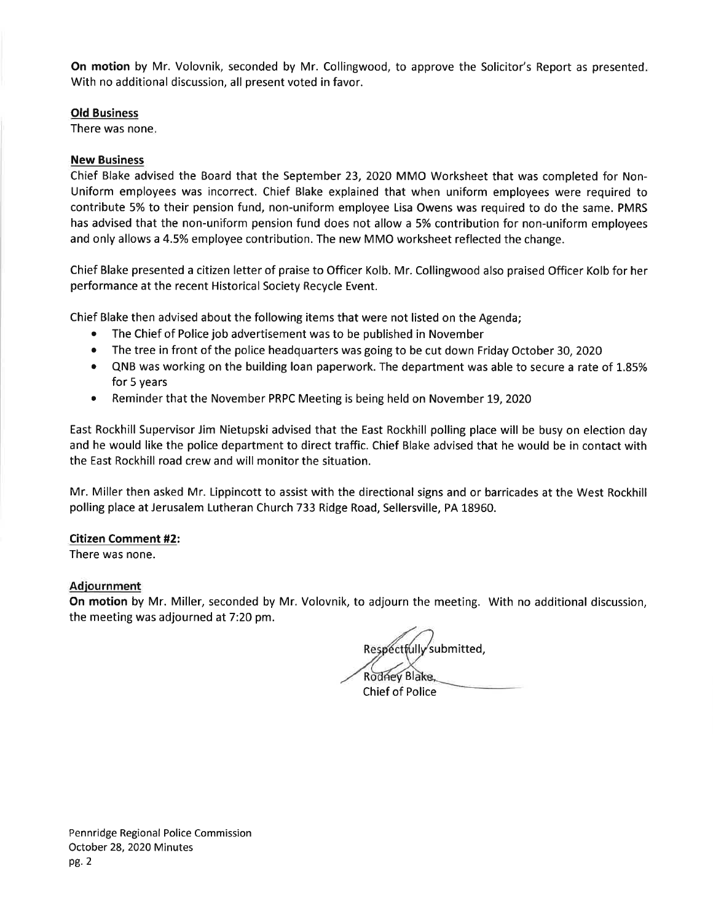**On motion** by Mr. Volovnik, seconded by Mr. Collingwood, to approve the Solicitor's Report as presented. With no additional discussion, all present voted in favor.

**Old Business**

There was none.

**New Business**

Chief Blake advised the Board that the September 23, 2020 MMO Worksheet that was completed for Non-Uniform employees was incorrect. Chief Blake explained that when uniform employees were required to contribute 5% to their pension fund, non-uniform employee Lisa Owens was required to do the same. PMRS has advised that the non-uniform pension fund does not allow a 5% contribution for non-uniform employees and only allows a 4.5% employee contribution. The new MMO worksheet reflected the change.

Chief Blake presented a citizen letter of praise to Officer Kolb. Mr. Collingwood also praised Officer Kolb for her performance at the recent Historical Society Recycle Event.

Chief Blake then advised about the following items that were not listed on the Agenda;

- The Chief of Police job advertisement was to be published in November
- The tree in front of the police headquarters was going to be cut down Friday October 30, 2020
- QNB was working on the building loan paperwork. The department was able to secure a rate of 1.85% for 5 years
- Reminder that the November PRPC Meeting is being held on November 19, 2020

East Rockhill Supervisor Jim Nietupski advised that the East Rockhill polling place will be busy on election day and he would like the police department to direct traffic. Chief Blake advised that he would be in contact with the East Rockhill road crew and will monitor the situation.

Mr. Miller then asked Mr. Lippincott to assist with the directional signs and or barricades at the West Rockhill polling place at Jerusalem Lutheran Church 733 Ridge Road, Sellersville, PA 18960.

**Citizen Comment #2:**

There was none.

**Adjournment**

**On motion** by Mr. Miller, seconded by Mr. Volovnik, to adjourn the meeting. With no additional discussion, the meeting was adjourned at 7:20 pm.

Respectfully submitted,

Rodney Blake,
Chief of Police

Pennridge Regional Police Commission
October 28, 2020 Minutes